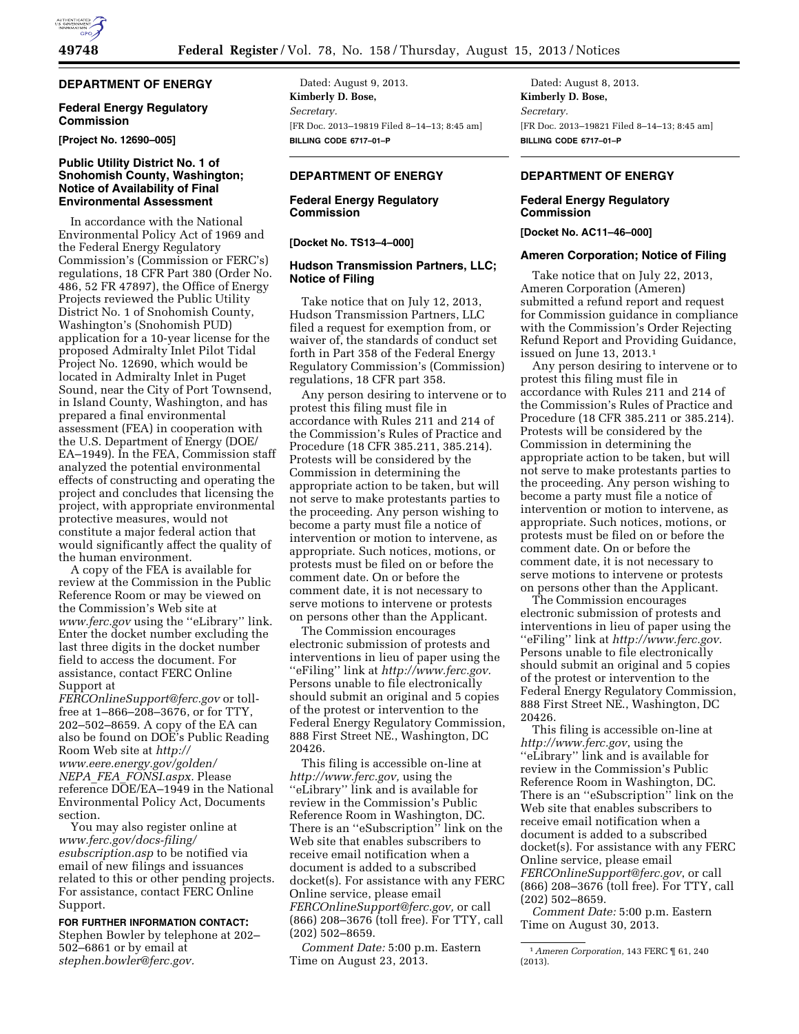## DEPARTMENT OF ENERGY

### Federal Energy Regulatory Commission

**[Project No. 12690–005]**

### Public Utility District No. 1 of Snohomish County, Washington; Notice of Availability of Final Environmental Assessment

In accordance with the National Environmental Policy Act of 1969 and the Federal Energy Regulatory Commission's (Commission or FERC's) regulations, 18 CFR Part 380 (Order No. 486, 52 FR 47897), the Office of Energy Projects reviewed the Public Utility District No. 1 of Snohomish County, Washington's (Snohomish PUD) application for a 10-year license for the proposed Admiralty Inlet Pilot Tidal Project No. 12690, which would be located in Admiralty Inlet in Puget Sound, near the City of Port Townsend, in Island County, Washington, and has prepared a final environmental assessment (FEA) in cooperation with the U.S. Department of Energy (DOE/EA–1949). In the FEA, Commission staff analyzed the potential environmental effects of constructing and operating the project and concludes that licensing the project, with appropriate environmental protective measures, would not constitute a major federal action that would significantly affect the quality of the human environment.

A copy of the FEA is available for review at the Commission in the Public Reference Room or may be viewed on the Commission's Web site at *www.ferc.gov* using the ''eLibrary'' link. Enter the docket number excluding the last three digits in the docket number field to access the document. For assistance, contact FERC Online Support at *FERCOnlineSupport@ferc.gov* or toll-free at 1–866–208–3676, or for TTY, 202–502–8659. A copy of the EA can also be found on DOE's Public Reading Room Web site at *http://www.eere.energy.gov/golden/NEPA_FEA_FONSI.aspx.* Please reference DOE/EA–1949 in the National Environmental Policy Act, Documents section.

You may also register online at *www.ferc.gov/docs-filing/esubscription.asp* to be notified via email of new filings and issuances related to this or other pending projects. For assistance, contact FERC Online Support.

**FOR FURTHER INFORMATION CONTACT:** Stephen Bowler by telephone at 202–502–6861 or by email at *stephen.bowler@ferc.gov.*

Dated: August 9, 2013.

**Kimberly D. Bose,**

*Secretary.*

[FR Doc. 2013–19819 Filed 8–14–13; 8:45 am]

**BILLING CODE 6717–01–P**

## DEPARTMENT OF ENERGY

### Federal Energy Regulatory Commission

**[Docket No. TS13–4–000]**

### Hudson Transmission Partners, LLC; Notice of Filing

Take notice that on July 12, 2013, Hudson Transmission Partners, LLC filed a request for exemption from, or waiver of, the standards of conduct set forth in Part 358 of the Federal Energy Regulatory Commission's (Commission) regulations, 18 CFR part 358.

Any person desiring to intervene or to protest this filing must file in accordance with Rules 211 and 214 of the Commission's Rules of Practice and Procedure (18 CFR 385.211, 385.214). Protests will be considered by the Commission in determining the appropriate action to be taken, but will not serve to make protestants parties to the proceeding. Any person wishing to become a party must file a notice of intervention or motion to intervene, as appropriate. Such notices, motions, or protests must be filed on or before the comment date. On or before the comment date, it is not necessary to serve motions to intervene or protests on persons other than the Applicant.

The Commission encourages electronic submission of protests and interventions in lieu of paper using the ''eFiling'' link at *http://www.ferc.gov.* Persons unable to file electronically should submit an original and 5 copies of the protest or intervention to the Federal Energy Regulatory Commission, 888 First Street NE., Washington, DC 20426.

This filing is accessible on-line at *http://www.ferc.gov,* using the ''eLibrary'' link and is available for review in the Commission's Public Reference Room in Washington, DC. There is an ''eSubscription'' link on the Web site that enables subscribers to receive email notification when a document is added to a subscribed docket(s). For assistance with any FERC Online service, please email *FERCOnlineSupport@ferc.gov,* or call (866) 208–3676 (toll free). For TTY, call (202) 502–8659.

*Comment Date:* 5:00 p.m. Eastern Time on August 23, 2013.

Dated: August 8, 2013.

**Kimberly D. Bose,**

*Secretary.*

[FR Doc. 2013–19821 Filed 8–14–13; 8:45 am]

**BILLING CODE 6717–01–P**

## DEPARTMENT OF ENERGY

### Federal Energy Regulatory Commission

**[Docket No. AC11–46–000]**

### Ameren Corporation; Notice of Filing

Take notice that on July 22, 2013, Ameren Corporation (Ameren) submitted a refund report and request for Commission guidance in compliance with the Commission's Order Rejecting Refund Report and Providing Guidance, issued on June 13, 2013.[1]

Any person desiring to intervene or to protest this filing must file in accordance with Rules 211 and 214 of the Commission's Rules of Practice and Procedure (18 CFR 385.211 or 385.214). Protests will be considered by the Commission in determining the appropriate action to be taken, but will not serve to make protestants parties to the proceeding. Any person wishing to become a party must file a notice of intervention or motion to intervene, as appropriate. Such notices, motions, or protests must be filed on or before the comment date. On or before the comment date, it is not necessary to serve motions to intervene or protests on persons other than the Applicant.

The Commission encourages electronic submission of protests and interventions in lieu of paper using the ''eFiling'' link at *http://www.ferc.gov.* Persons unable to file electronically should submit an original and 5 copies of the protest or intervention to the Federal Energy Regulatory Commission, 888 First Street NE., Washington, DC 20426.

This filing is accessible on-line at *http://www.ferc.gov*, using the ''eLibrary'' link and is available for review in the Commission's Public Reference Room in Washington, DC. There is an ''eSubscription'' link on the Web site that enables subscribers to receive email notification when a document is added to a subscribed docket(s). For assistance with any FERC Online service, please email *FERCOnlineSupport@ferc.gov*, or call (866) 208–3676 (toll free). For TTY, call (202) 502–8659.

*Comment Date:* 5:00 p.m. Eastern Time on August 30, 2013.

---

[1] *Ameren Corporation,* 143 FERC ¶ 61, 240 (2013).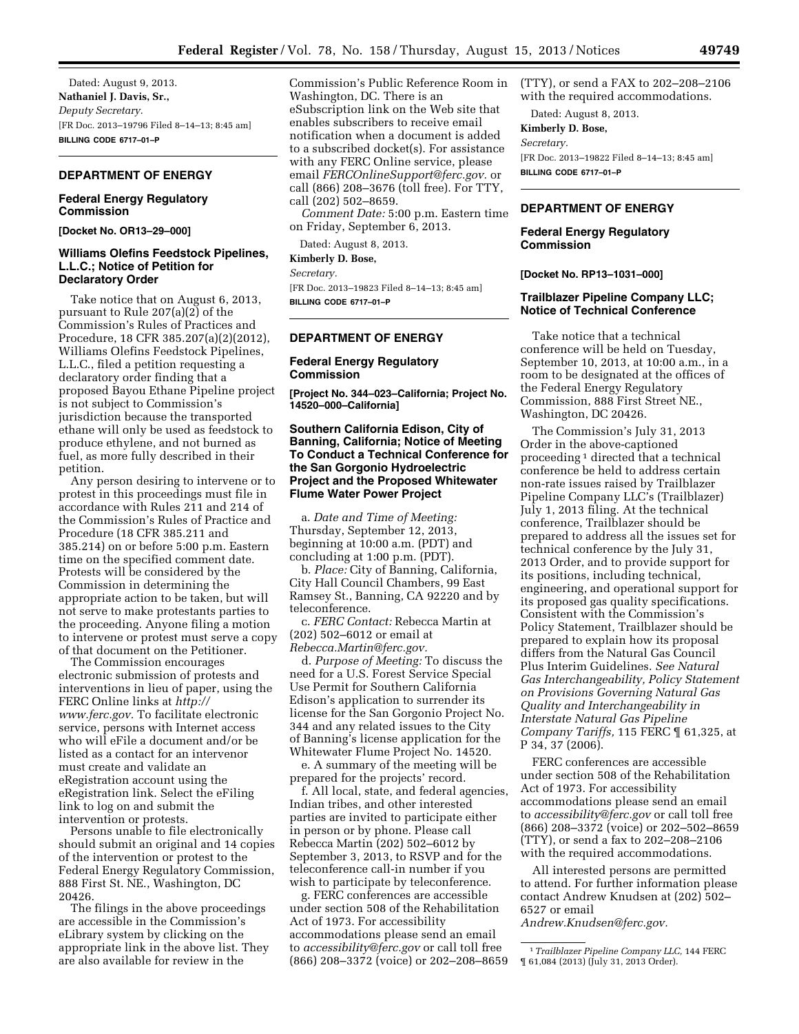Dated: August 9, 2013.

**Nathaniel J. Davis, Sr.,**

*Deputy Secretary.*

[FR Doc. 2013–19796 Filed 8–14–13; 8:45 am]

**BILLING CODE 6717–01–P**

## DEPARTMENT OF ENERGY

### Federal Energy Regulatory Commission

**[Docket No. OR13–29–000]**

### Williams Olefins Feedstock Pipelines, L.L.C.; Notice of Petition for Declaratory Order

Take notice that on August 6, 2013, pursuant to Rule 207(a)(2) of the Commission's Rules of Practices and Procedure, 18 CFR 385.207(a)(2)(2012), Williams Olefins Feedstock Pipelines, L.L.C., filed a petition requesting a declaratory order finding that a proposed Bayou Ethane Pipeline project is not subject to Commission's jurisdiction because the transported ethane will only be used as feedstock to produce ethylene, and not burned as fuel, as more fully described in their petition.

Any person desiring to intervene or to protest in this proceedings must file in accordance with Rules 211 and 214 of the Commission's Rules of Practice and Procedure (18 CFR 385.211 and 385.214) on or before 5:00 p.m. Eastern time on the specified comment date. Protests will be considered by the Commission in determining the appropriate action to be taken, but will not serve to make protestants parties to the proceeding. Anyone filing a motion to intervene or protest must serve a copy of that document on the Petitioner.

The Commission encourages electronic submission of protests and interventions in lieu of paper, using the FERC Online links at *http://www.ferc.gov.* To facilitate electronic service, persons with Internet access who will eFile a document and/or be listed as a contact for an intervenor must create and validate an eRegistration account using the eRegistration link. Select the eFiling link to log on and submit the intervention or protests.

Persons unable to file electronically should submit an original and 14 copies of the intervention or protest to the Federal Energy Regulatory Commission, 888 First St. NE., Washington, DC 20426.

The filings in the above proceedings are accessible in the Commission's eLibrary system by clicking on the appropriate link in the above list. They are also available for review in the Commission's Public Reference Room in Washington, DC. There is an eSubscription link on the Web site that enables subscribers to receive email notification when a document is added to a subscribed docket(s). For assistance with any FERC Online service, please email *FERCOnlineSupport@ferc.gov.* or call (866) 208–3676 (toll free). For TTY, call (202) 502–8659.

*Comment Date:* 5:00 p.m. Eastern time on Friday, September 6, 2013.

Dated: August 8, 2013.

**Kimberly D. Bose,**

*Secretary.*

[FR Doc. 2013–19823 Filed 8–14–13; 8:45 am]

**BILLING CODE 6717–01–P**

## DEPARTMENT OF ENERGY

### Federal Energy Regulatory Commission

**[Project No. 344–023–California; Project No. 14520–000–California]**

### Southern California Edison, City of Banning, California; Notice of Meeting To Conduct a Technical Conference for the San Gorgonio Hydroelectric Project and the Proposed Whitewater Flume Water Power Project

a. *Date and Time of Meeting:* Thursday, September 12, 2013, beginning at 10:00 a.m. (PDT) and concluding at 1:00 p.m. (PDT).

b. *Place:* City of Banning, California, City Hall Council Chambers, 99 East Ramsey St., Banning, CA 92220 and by teleconference.

c. *FERC Contact:* Rebecca Martin at (202) 502–6012 or email at *Rebecca.Martin@ferc.gov.*

d. *Purpose of Meeting:* To discuss the need for a U.S. Forest Service Special Use Permit for Southern California Edison's application to surrender its license for the San Gorgonio Project No. 344 and any related issues to the City of Banning's license application for the Whitewater Flume Project No. 14520.

e. A summary of the meeting will be prepared for the projects' record.

f. All local, state, and federal agencies, Indian tribes, and other interested parties are invited to participate either in person or by phone. Please call Rebecca Martin (202) 502–6012 by September 3, 2013, to RSVP and for the teleconference call-in number if you wish to participate by teleconference.

g. FERC conferences are accessible under section 508 of the Rehabilitation Act of 1973. For accessibility accommodations please send an email to *accessibility@ferc.gov* or call toll free (866) 208–3372 (voice) or 202–208–8659 (TTY), or send a FAX to 202–208–2106 with the required accommodations.

Dated: August 8, 2013.

**Kimberly D. Bose,**

*Secretary.*

[FR Doc. 2013–19822 Filed 8–14–13; 8:45 am]

**BILLING CODE 6717–01–P**

## DEPARTMENT OF ENERGY

### Federal Energy Regulatory Commission

**[Docket No. RP13–1031–000]**

### Trailblazer Pipeline Company LLC; Notice of Technical Conference

Take notice that a technical conference will be held on Tuesday, September 10, 2013, at 10:00 a.m., in a room to be designated at the offices of the Federal Energy Regulatory Commission, 888 First Street NE., Washington, DC 20426.

The Commission's July 31, 2013 Order in the above-captioned proceeding [1] directed that a technical conference be held to address certain non-rate issues raised by Trailblazer Pipeline Company LLC's (Trailblazer) July 1, 2013 filing. At the technical conference, Trailblazer should be prepared to address all the issues set for technical conference by the July 31, 2013 Order, and to provide support for its positions, including technical, engineering, and operational support for its proposed gas quality specifications. Consistent with the Commission's Policy Statement, Trailblazer should be prepared to explain how its proposal differs from the Natural Gas Council Plus Interim Guidelines. *See Natural Gas Interchangeability, Policy Statement on Provisions Governing Natural Gas Quality and Interchangeability in Interstate Natural Gas Pipeline Company Tariffs,* 115 FERC ¶ 61,325, at P 34, 37 (2006).

FERC conferences are accessible under section 508 of the Rehabilitation Act of 1973. For accessibility accommodations please send an email to *accessibility@ferc.gov* or call toll free (866) 208–3372 (voice) or 202–502–8659 (TTY), or send a fax to 202–208–2106 with the required accommodations.

All interested persons are permitted to attend. For further information please contact Andrew Knudsen at (202) 502–6527 or email *Andrew.Knudsen@ferc.gov.*

[1] *Trailblazer Pipeline Company LLC,* 144 FERC ¶ 61,084 (2013) (July 31, 2013 Order).